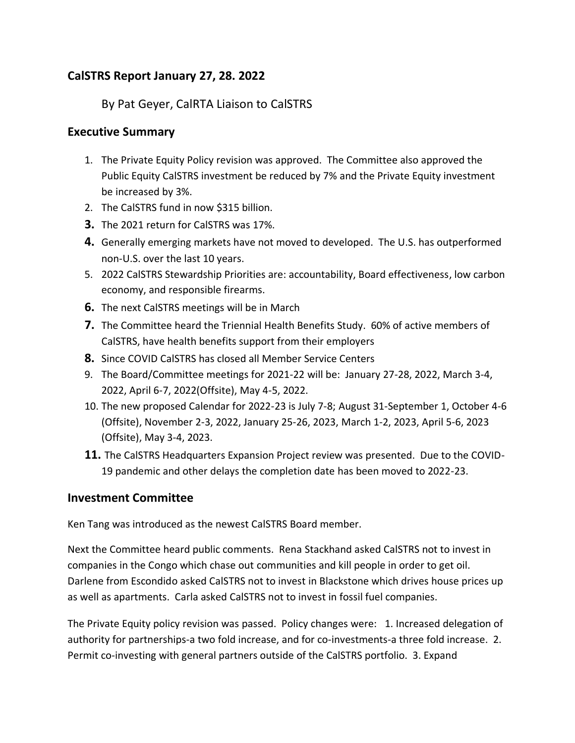## CalSTRS Report January 27, 28. 2022

By Pat Geyer, CalRTA Liaison to CalSTRS

### Executive Summary

1. The Private Equity Policy revision was approved. The Committee also approved the Public Equity CalSTRS investment be reduced by 7% and the Private Equity investment be increased by 3%.
2. The CalSTRS fund in now $315 billion.
3. The 2021 return for CalSTRS was 17%.
4. Generally emerging markets have not moved to developed. The U.S. has outperformed non-U.S. over the last 10 years.
5. 2022 CalSTRS Stewardship Priorities are: accountability, Board effectiveness, low carbon economy, and responsible firearms.
6. The next CalSTRS meetings will be in March
7. The Committee heard the Triennial Health Benefits Study. 60% of active members of CalSTRS, have health benefits support from their employers
8. Since COVID CalSTRS has closed all Member Service Centers
9. The Board/Committee meetings for 2021-22 will be: January 27-28, 2022, March 3-4, 2022, April 6-7, 2022(Offsite), May 4-5, 2022.
10. The new proposed Calendar for 2022-23 is July 7-8; August 31-September 1, October 4-6 (Offsite), November 2-3, 2022, January 25-26, 2023, March 1-2, 2023, April 5-6, 2023 (Offsite), May 3-4, 2023.
11. The CalSTRS Headquarters Expansion Project review was presented. Due to the COVID-19 pandemic and other delays the completion date has been moved to 2022-23.

### Investment Committee

Ken Tang was introduced as the newest CalSTRS Board member.

Next the Committee heard public comments. Rena Stackhand asked CalSTRS not to invest in companies in the Congo which chase out communities and kill people in order to get oil. Darlene from Escondido asked CalSTRS not to invest in Blackstone which drives house prices up as well as apartments. Carla asked CalSTRS not to invest in fossil fuel companies.

The Private Equity policy revision was passed. Policy changes were: 1. Increased delegation of authority for partnerships-a two fold increase, and for co-investments-a three fold increase. 2. Permit co-investing with general partners outside of the CalSTRS portfolio. 3. Expand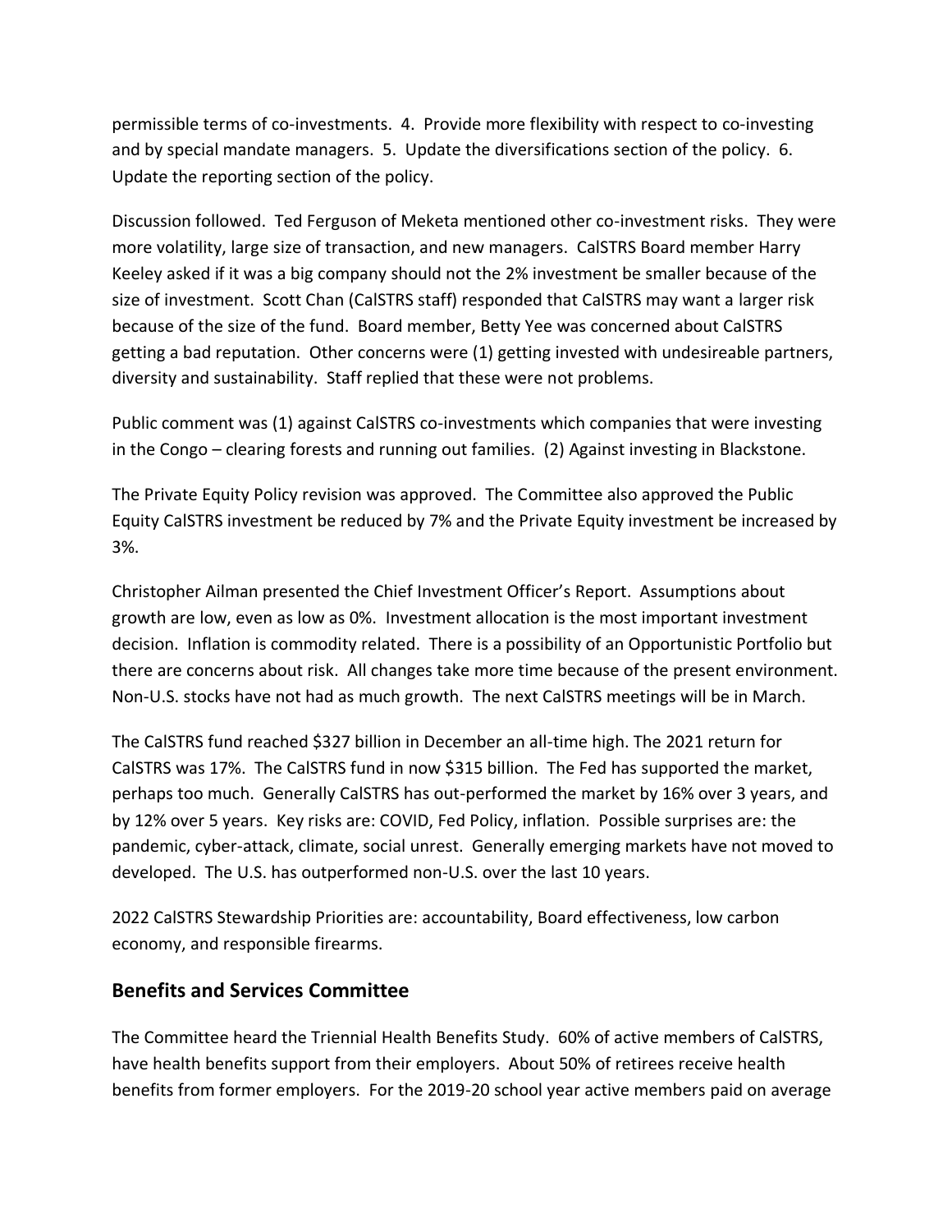permissible terms of co-investments. 4. Provide more flexibility with respect to co-investing and by special mandate managers. 5. Update the diversifications section of the policy. 6. Update the reporting section of the policy.

Discussion followed. Ted Ferguson of Meketa mentioned other co-investment risks. They were more volatility, large size of transaction, and new managers. CalSTRS Board member Harry Keeley asked if it was a big company should not the 2% investment be smaller because of the size of investment. Scott Chan (CalSTRS staff) responded that CalSTRS may want a larger risk because of the size of the fund. Board member, Betty Yee was concerned about CalSTRS getting a bad reputation. Other concerns were (1) getting invested with undesireable partners, diversity and sustainability. Staff replied that these were not problems.

Public comment was (1) against CalSTRS co-investments which companies that were investing in the Congo – clearing forests and running out families. (2) Against investing in Blackstone.

The Private Equity Policy revision was approved. The Committee also approved the Public Equity CalSTRS investment be reduced by 7% and the Private Equity investment be increased by 3%.

Christopher Ailman presented the Chief Investment Officer's Report. Assumptions about growth are low, even as low as 0%. Investment allocation is the most important investment decision. Inflation is commodity related. There is a possibility of an Opportunistic Portfolio but there are concerns about risk. All changes take more time because of the present environment. Non-U.S. stocks have not had as much growth. The next CalSTRS meetings will be in March.

The CalSTRS fund reached $327 billion in December an all-time high. The 2021 return for CalSTRS was 17%. The CalSTRS fund in now $315 billion. The Fed has supported the market, perhaps too much. Generally CalSTRS has out-performed the market by 16% over 3 years, and by 12% over 5 years. Key risks are: COVID, Fed Policy, inflation. Possible surprises are: the pandemic, cyber-attack, climate, social unrest. Generally emerging markets have not moved to developed. The U.S. has outperformed non-U.S. over the last 10 years.

2022 CalSTRS Stewardship Priorities are: accountability, Board effectiveness, low carbon economy, and responsible firearms.

## Benefits and Services Committee

The Committee heard the Triennial Health Benefits Study. 60% of active members of CalSTRS, have health benefits support from their employers. About 50% of retirees receive health benefits from former employers. For the 2019-20 school year active members paid on average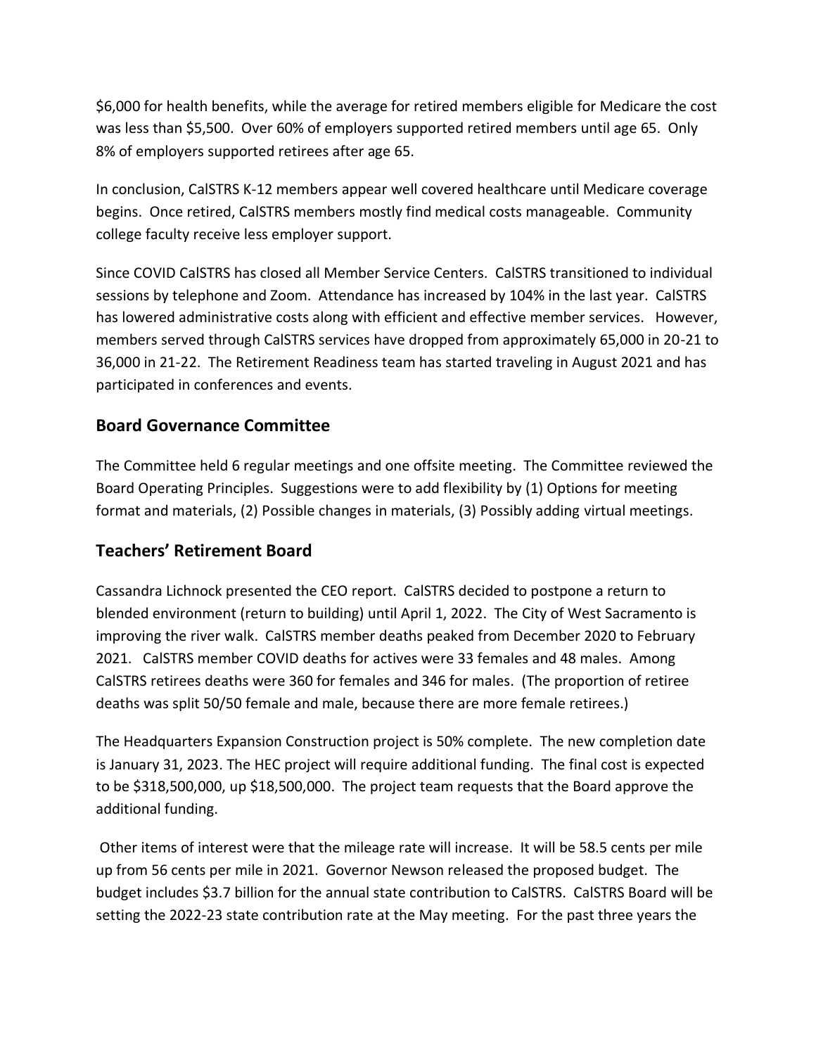$6,000 for health benefits, while the average for retired members eligible for Medicare the cost was less than $5,500. Over 60% of employers supported retired members until age 65. Only 8% of employers supported retirees after age 65.

In conclusion, CalSTRS K-12 members appear well covered healthcare until Medicare coverage begins. Once retired, CalSTRS members mostly find medical costs manageable. Community college faculty receive less employer support.

Since COVID CalSTRS has closed all Member Service Centers. CalSTRS transitioned to individual sessions by telephone and Zoom. Attendance has increased by 104% in the last year. CalSTRS has lowered administrative costs along with efficient and effective member services. However, members served through CalSTRS services have dropped from approximately 65,000 in 20-21 to 36,000 in 21-22. The Retirement Readiness team has started traveling in August 2021 and has participated in conferences and events.

## Board Governance Committee

The Committee held 6 regular meetings and one offsite meeting. The Committee reviewed the Board Operating Principles. Suggestions were to add flexibility by (1) Options for meeting format and materials, (2) Possible changes in materials, (3) Possibly adding virtual meetings.

## Teachers' Retirement Board

Cassandra Lichnock presented the CEO report. CalSTRS decided to postpone a return to blended environment (return to building) until April 1, 2022. The City of West Sacramento is improving the river walk. CalSTRS member deaths peaked from December 2020 to February 2021. CalSTRS member COVID deaths for actives were 33 females and 48 males. Among CalSTRS retirees deaths were 360 for females and 346 for males. (The proportion of retiree deaths was split 50/50 female and male, because there are more female retirees.)

The Headquarters Expansion Construction project is 50% complete. The new completion date is January 31, 2023. The HEC project will require additional funding. The final cost is expected to be $318,500,000, up $18,500,000. The project team requests that the Board approve the additional funding.

Other items of interest were that the mileage rate will increase. It will be 58.5 cents per mile up from 56 cents per mile in 2021. Governor Newson released the proposed budget. The budget includes $3.7 billion for the annual state contribution to CalSTRS. CalSTRS Board will be setting the 2022-23 state contribution rate at the May meeting. For the past three years the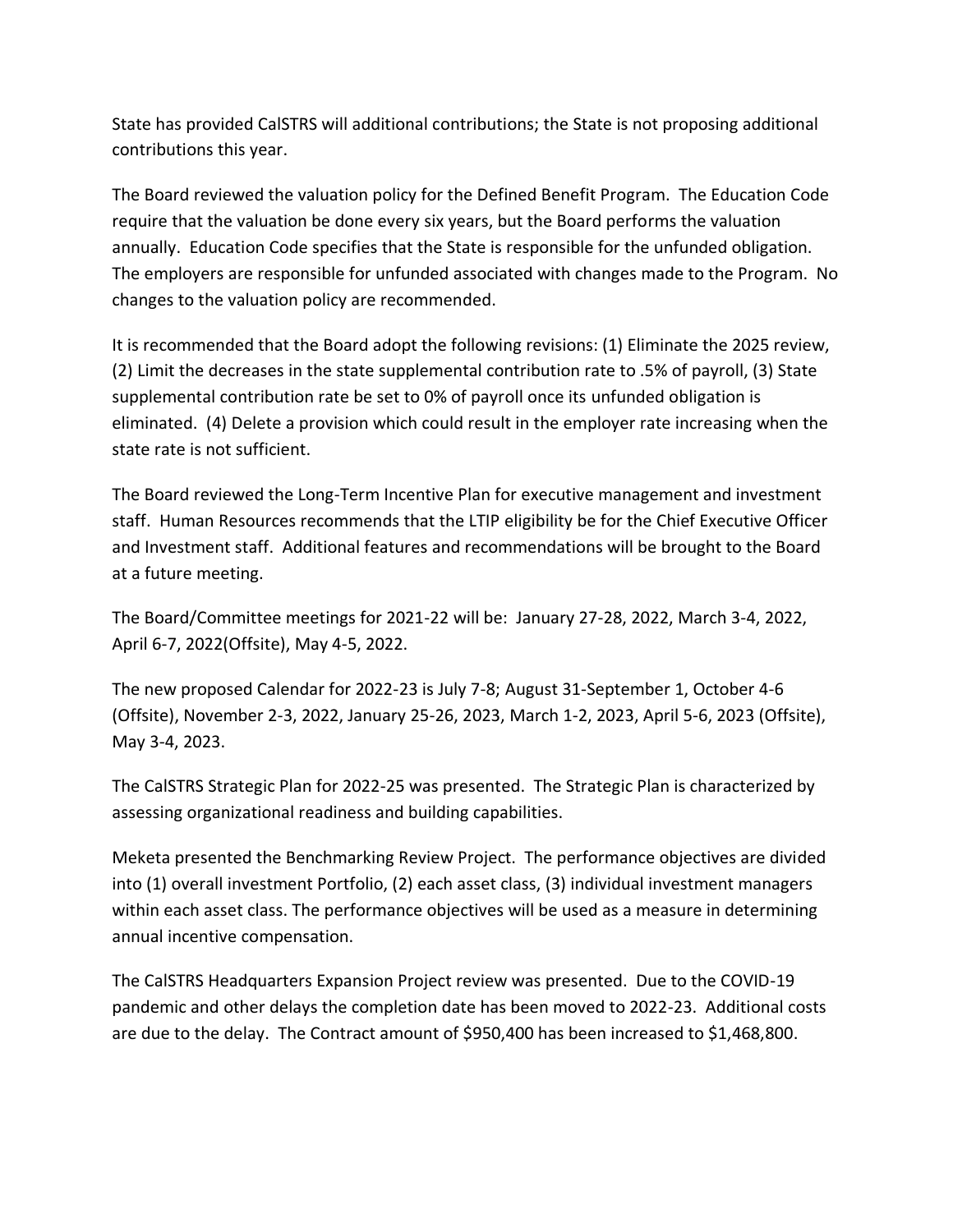State has provided CalSTRS will additional contributions; the State is not proposing additional contributions this year.

The Board reviewed the valuation policy for the Defined Benefit Program. The Education Code require that the valuation be done every six years, but the Board performs the valuation annually. Education Code specifies that the State is responsible for the unfunded obligation. The employers are responsible for unfunded associated with changes made to the Program. No changes to the valuation policy are recommended.

It is recommended that the Board adopt the following revisions: (1) Eliminate the 2025 review, (2) Limit the decreases in the state supplemental contribution rate to .5% of payroll, (3) State supplemental contribution rate be set to 0% of payroll once its unfunded obligation is eliminated. (4) Delete a provision which could result in the employer rate increasing when the state rate is not sufficient.

The Board reviewed the Long-Term Incentive Plan for executive management and investment staff. Human Resources recommends that the LTIP eligibility be for the Chief Executive Officer and Investment staff. Additional features and recommendations will be brought to the Board at a future meeting.

The Board/Committee meetings for 2021-22 will be: January 27-28, 2022, March 3-4, 2022, April 6-7, 2022(Offsite), May 4-5, 2022.

The new proposed Calendar for 2022-23 is July 7-8; August 31-September 1, October 4-6 (Offsite), November 2-3, 2022, January 25-26, 2023, March 1-2, 2023, April 5-6, 2023 (Offsite), May 3-4, 2023.

The CalSTRS Strategic Plan for 2022-25 was presented. The Strategic Plan is characterized by assessing organizational readiness and building capabilities.

Meketa presented the Benchmarking Review Project. The performance objectives are divided into (1) overall investment Portfolio, (2) each asset class, (3) individual investment managers within each asset class. The performance objectives will be used as a measure in determining annual incentive compensation.

The CalSTRS Headquarters Expansion Project review was presented. Due to the COVID-19 pandemic and other delays the completion date has been moved to 2022-23. Additional costs are due to the delay. The Contract amount of $950,400 has been increased to $1,468,800.